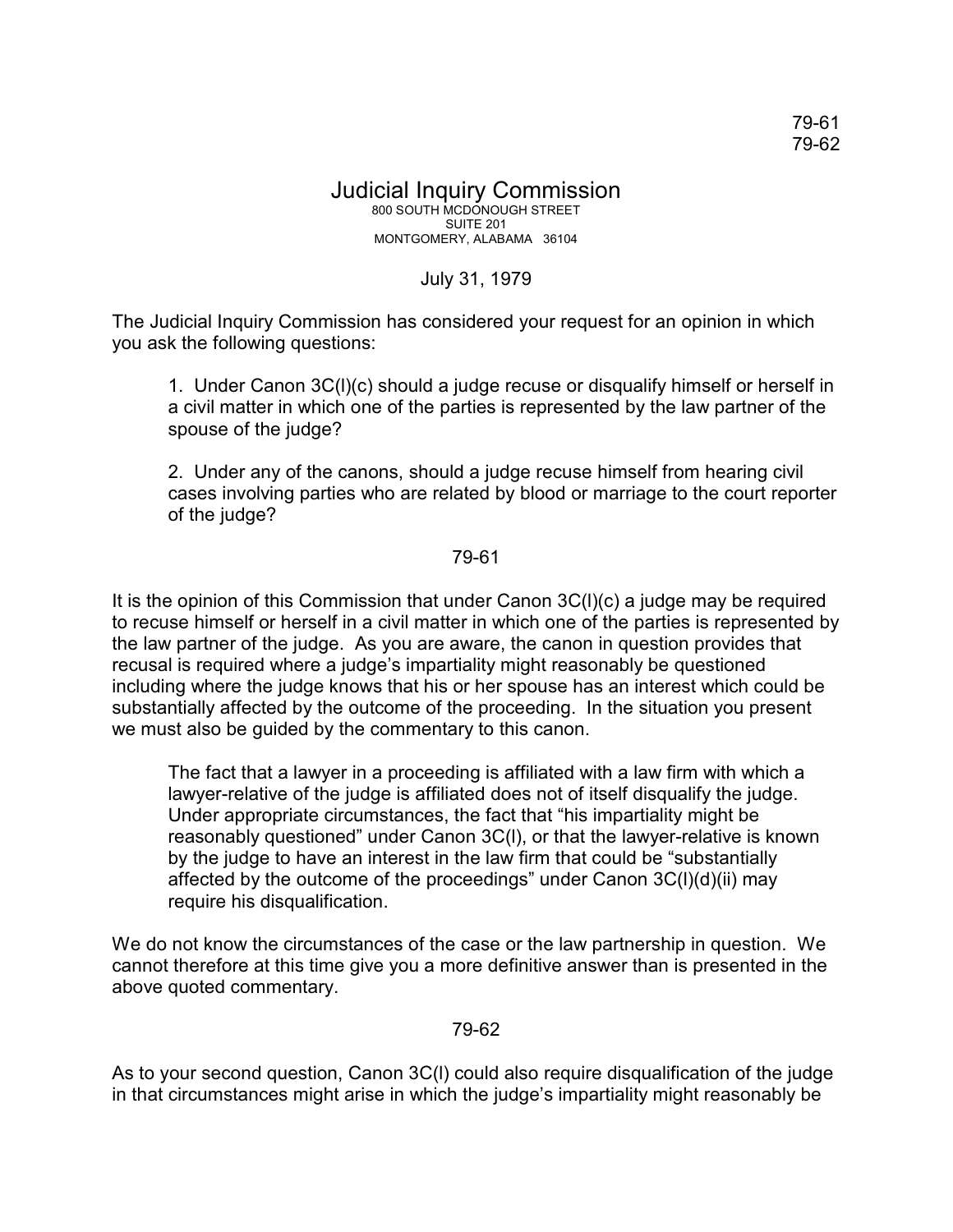79-61
79-62

# Judicial Inquiry Commission

800 SOUTH MCDONOUGH STREET
SUITE 201
MONTGOMERY, ALABAMA 36104

July 31, 1979

The Judicial Inquiry Commission has considered your request for an opinion in which you ask the following questions:

> 1. Under Canon 3C(l)(c) should a judge recuse or disqualify himself or herself in a civil matter in which one of the parties is represented by the law partner of the spouse of the judge?
>
> 2. Under any of the canons, should a judge recuse himself from hearing civil cases involving parties who are related by blood or marriage to the court reporter of the judge?

## 79-61

It is the opinion of this Commission that under Canon 3C(l)(c) a judge may be required to recuse himself or herself in a civil matter in which one of the parties is represented by the law partner of the judge. As you are aware, the canon in question provides that recusal is required where a judge's impartiality might reasonably be questioned including where the judge knows that his or her spouse has an interest which could be substantially affected by the outcome of the proceeding. In the situation you present we must also be guided by the commentary to this canon.

> The fact that a lawyer in a proceeding is affiliated with a law firm with which a lawyer-relative of the judge is affiliated does not of itself disqualify the judge. Under appropriate circumstances, the fact that "his impartiality might be reasonably questioned" under Canon 3C(l), or that the lawyer-relative is known by the judge to have an interest in the law firm that could be "substantially affected by the outcome of the proceedings" under Canon 3C(l)(d)(ii) may require his disqualification.

We do not know the circumstances of the case or the law partnership in question. We cannot therefore at this time give you a more definitive answer than is presented in the above quoted commentary.

## 79-62

As to your second question, Canon 3C(l) could also require disqualification of the judge in that circumstances might arise in which the judge's impartiality might reasonably be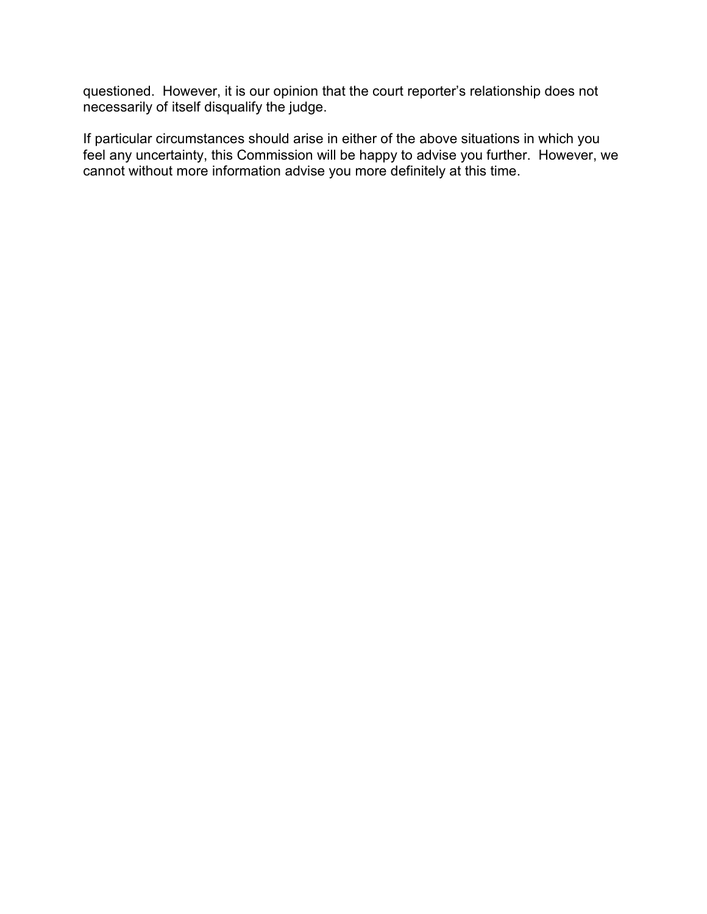questioned. However, it is our opinion that the court reporter's relationship does not necessarily of itself disqualify the judge.

If particular circumstances should arise in either of the above situations in which you feel any uncertainty, this Commission will be happy to advise you further. However, we cannot without more information advise you more definitely at this time.